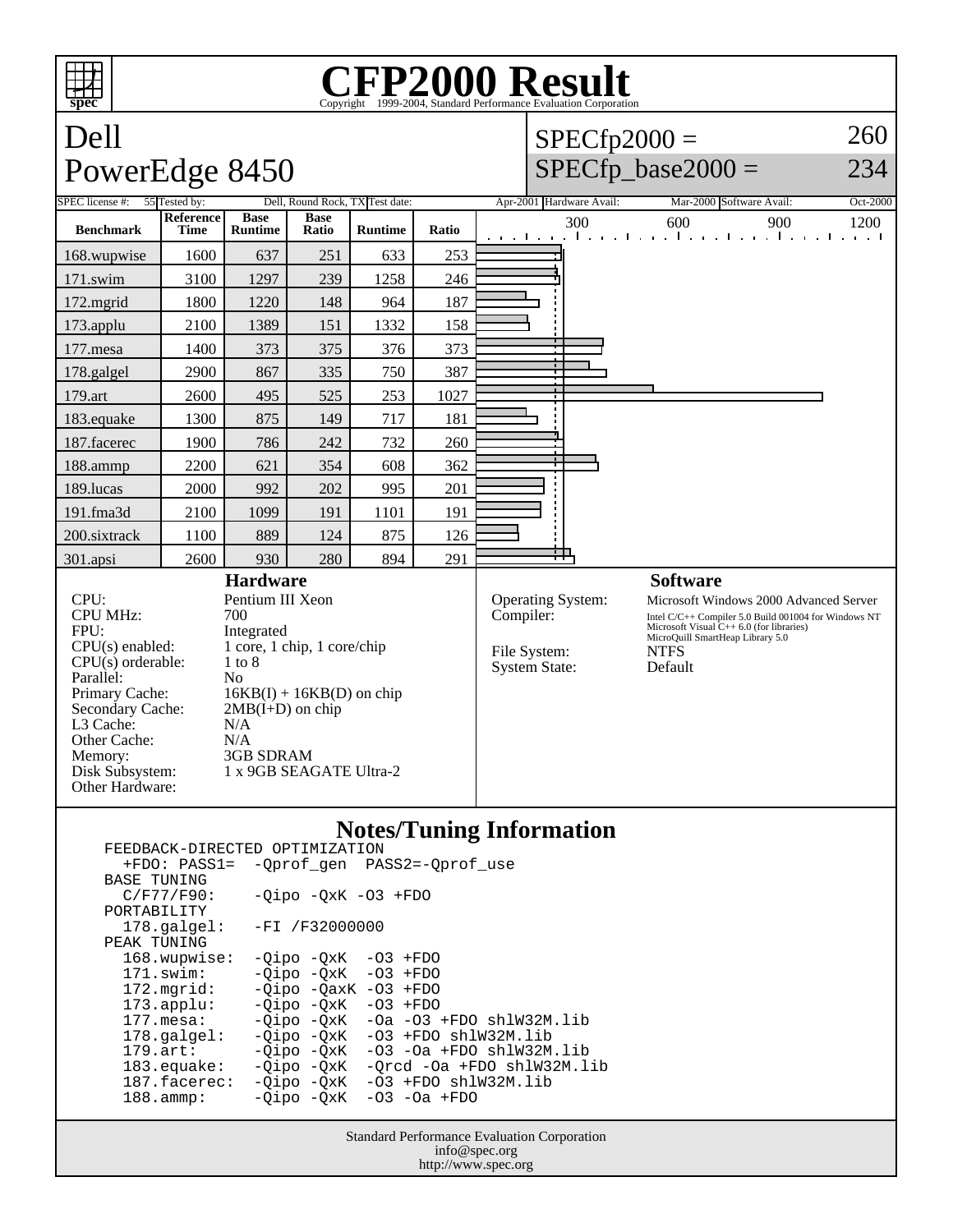# CFP2000 Result

Copyright 1999-2004, Standard Performance Evaluation Corporation

## Dell PowerEdge 8450

SPECfp2000 = 260

SPECfp_base2000 = 234

| SPEC license #: | 55 | Tested by: | Dell, Round Rock, TX | Test date: | Apr-2001 | Hardware Avail: | Mar-2000 | Software Avail: | Oct-2000 |
|---|---|---|---|---|---|---|---|---|---|

| Benchmark | Reference Time | Base Runtime | Base Ratio | Runtime | Ratio |
|---|---|---|---|---|---|
| 168.wupwise | 1600 | 637 | 251 | 633 | 253 |
| 171.swim | 3100 | 1297 | 239 | 1258 | 246 |
| 172.mgrid | 1800 | 1220 | 148 | 964 | 187 |
| 173.applu | 2100 | 1389 | 151 | 1332 | 158 |
| 177.mesa | 1400 | 373 | 375 | 376 | 373 |
| 178.galgel | 2900 | 867 | 335 | 750 | 387 |
| 179.art | 2600 | 495 | 525 | 253 | 1027 |
| 183.equake | 1300 | 875 | 149 | 717 | 181 |
| 187.facerec | 1900 | 786 | 242 | 732 | 260 |
| 188.ammp | 2200 | 621 | 354 | 608 | 362 |
| 189.lucas | 2000 | 992 | 202 | 995 | 201 |
| 191.fma3d | 2100 | 1099 | 191 | 1101 | 191 |
| 200.sixtrack | 1100 | 889 | 124 | 875 | 126 |
| 301.apsi | 2600 | 930 | 280 | 894 | 291 |

### Hardware

| | |
|---|---|
| CPU: | Pentium III Xeon |
| CPU MHz: | 700 |
| FPU: | Integrated |
| CPU(s) enabled: | 1 core, 1 chip, 1 core/chip |
| CPU(s) orderable: | 1 to 8 |
| Parallel: | No |
| Primary Cache: | 16KB(I) + 16KB(D) on chip |
| Secondary Cache: | 2MB(I+D) on chip |
| L3 Cache: | N/A |
| Other Cache: | N/A |
| Memory: | 3GB SDRAM |
| Disk Subsystem: | 1 x 9GB SEAGATE Ultra-2 |
| Other Hardware: | |

### Software

| | |
|---|---|
| Operating System: | Microsoft Windows 2000 Advanced Server |
| Compiler: | Intel C/C++ Compiler 5.0 Build 001004 for Windows NT<br>Microsoft Visual C++ 6.0 (for libraries)<br>MicroQuill SmartHeap Library 5.0 |
| File System: | NTFS |
| System State: | Default |

## Notes/Tuning Information

```
FEEDBACK-DIRECTED OPTIMIZATION
  +FDO: PASS1=  -Qprof_gen  PASS2=-Qprof_use
BASE TUNING
  C/F77/F90:    -Qipo -QxK -O3 +FDO
PORTABILITY
  178.galgel:   -FI /F32000000
PEAK TUNING
  168.wupwise:  -Qipo -QxK  -O3 +FDO
  171.swim:     -Qipo -QxK  -O3 +FDO
  172.mgrid:    -Qipo -QaxK -O3 +FDO
  173.applu:    -Qipo -QxK  -O3 +FDO
  177.mesa:     -Qipo -QxK  -Oa -O3 +FDO shlW32M.lib
  178.galgel:   -Qipo -QxK  -O3 +FDO shlW32M.lib
  179.art:      -Qipo -QxK  -O3 -Oa +FDO shlW32M.lib
  183.equake:   -Qipo -QxK  -Qrcd -Oa +FDO shlW32M.lib
  187.facerec:  -Qipo -QxK  -O3 +FDO shlW32M.lib
  188.ammp:     -Qipo -QxK  -O3 -Oa +FDO
```

Standard Performance Evaluation Corporation
info@spec.org
http://www.spec.org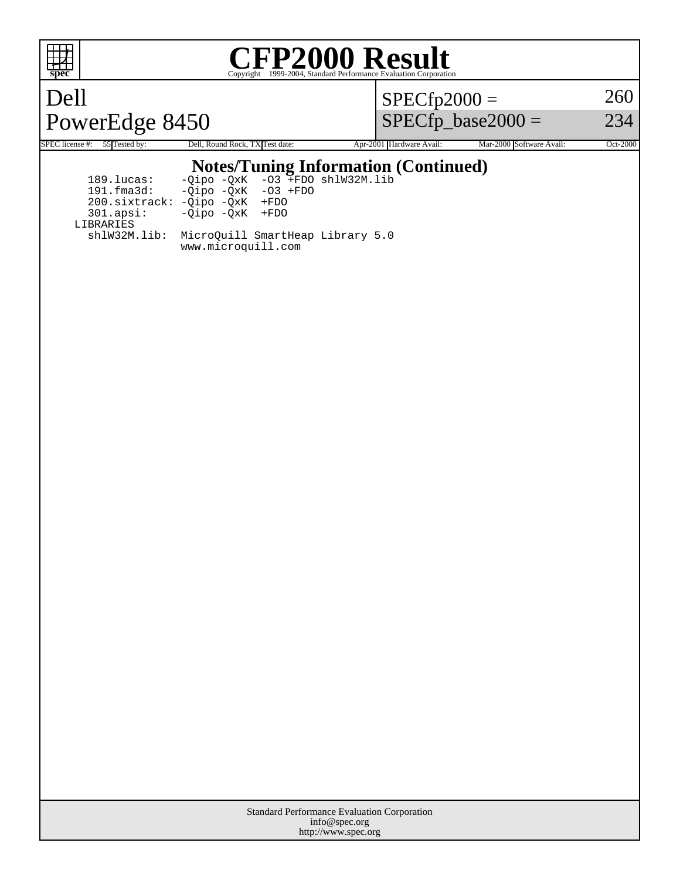# CFP2000 Result

Copyright 1999-2004, Standard Performance Evaluation Corporation

Dell
PowerEdge 8450

SPECfp2000 = 260
SPECfp_base2000 = 234

| SPEC license #: | 55 | Tested by: | Dell, Round Rock, TX | Test date: | Apr-2001 | Hardware Avail: | Mar-2000 | Software Avail: | Oct-2000 |
|---|---|---|---|---|---|---|---|---|---|

## Notes/Tuning Information (Continued)

```
     189.lucas:    -Qipo -QxK  -O3 +FDO shlW32M.lib
     191.fma3d:    -Qipo -QxK  -O3 +FDO
     200.sixtrack: -Qipo -QxK  +FDO
     301.apsi:     -Qipo -QxK  +FDO
   LIBRARIES
     shlW32M.lib:  MicroQuill SmartHeap Library 5.0
                   www.microquill.com
```

Standard Performance Evaluation Corporation
info@spec.org
http://www.spec.org